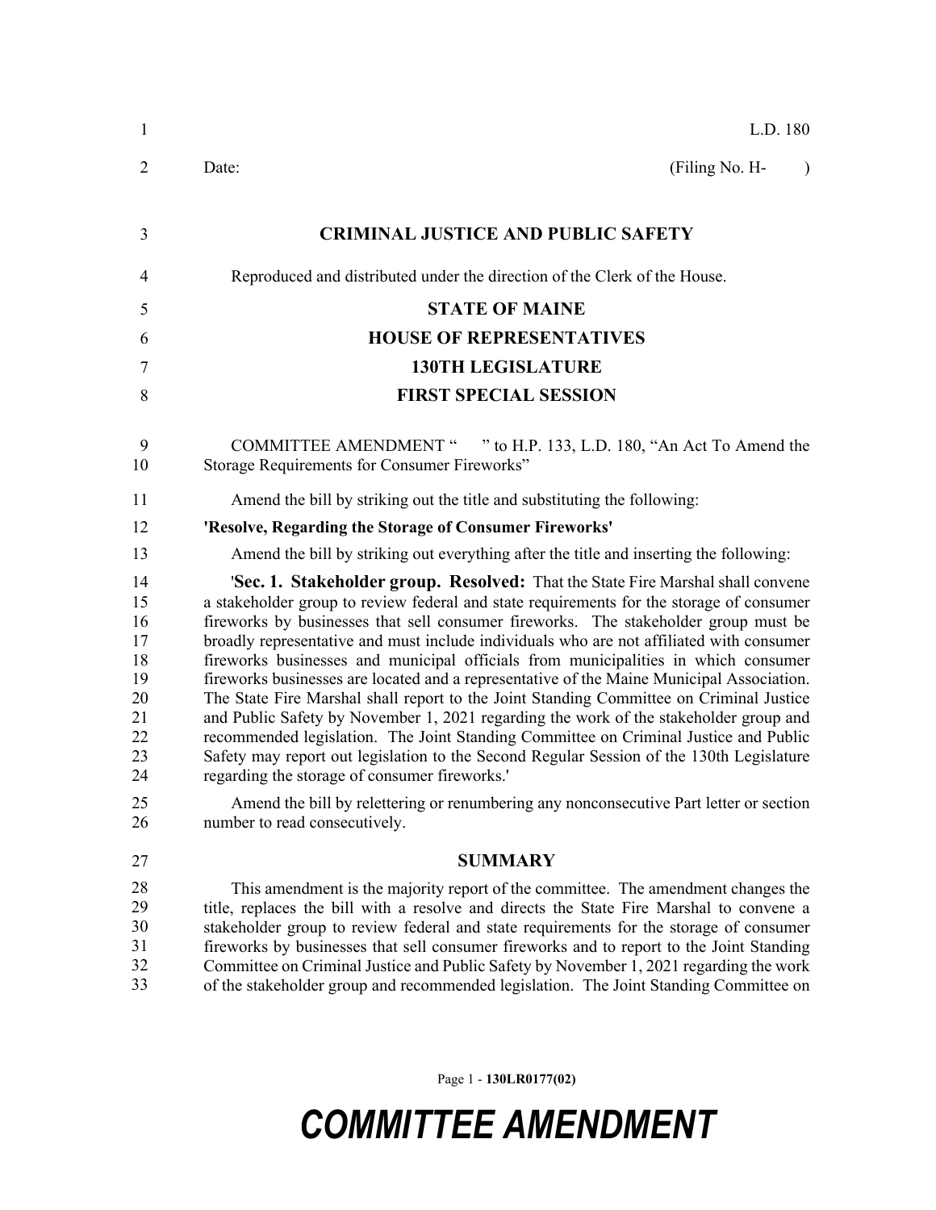L.D. 180

Date: (Filing No. H- )

## CRIMINAL JUSTICE AND PUBLIC SAFETY

Reproduced and distributed under the direction of the Clerk of the House.

## STATE OF MAINE
## HOUSE OF REPRESENTATIVES
## 130TH LEGISLATURE
## FIRST SPECIAL SESSION

COMMITTEE AMENDMENT " " to H.P. 133, L.D. 180, "An Act To Amend the Storage Requirements for Consumer Fireworks"

Amend the bill by striking out the title and substituting the following:

**'Resolve, Regarding the Storage of Consumer Fireworks'**

Amend the bill by striking out everything after the title and inserting the following:

'**Sec. 1. Stakeholder group. Resolved:** That the State Fire Marshal shall convene a stakeholder group to review federal and state requirements for the storage of consumer fireworks by businesses that sell consumer fireworks. The stakeholder group must be broadly representative and must include individuals who are not affiliated with consumer fireworks businesses and municipal officials from municipalities in which consumer fireworks businesses are located and a representative of the Maine Municipal Association. The State Fire Marshal shall report to the Joint Standing Committee on Criminal Justice and Public Safety by November 1, 2021 regarding the work of the stakeholder group and recommended legislation. The Joint Standing Committee on Criminal Justice and Public Safety may report out legislation to the Second Regular Session of the 130th Legislature regarding the storage of consumer fireworks.'

Amend the bill by relettering or renumbering any nonconsecutive Part letter or section number to read consecutively.

## SUMMARY

This amendment is the majority report of the committee. The amendment changes the title, replaces the bill with a resolve and directs the State Fire Marshal to convene a stakeholder group to review federal and state requirements for the storage of consumer fireworks by businesses that sell consumer fireworks and to report to the Joint Standing Committee on Criminal Justice and Public Safety by November 1, 2021 regarding the work of the stakeholder group and recommended legislation. The Joint Standing Committee on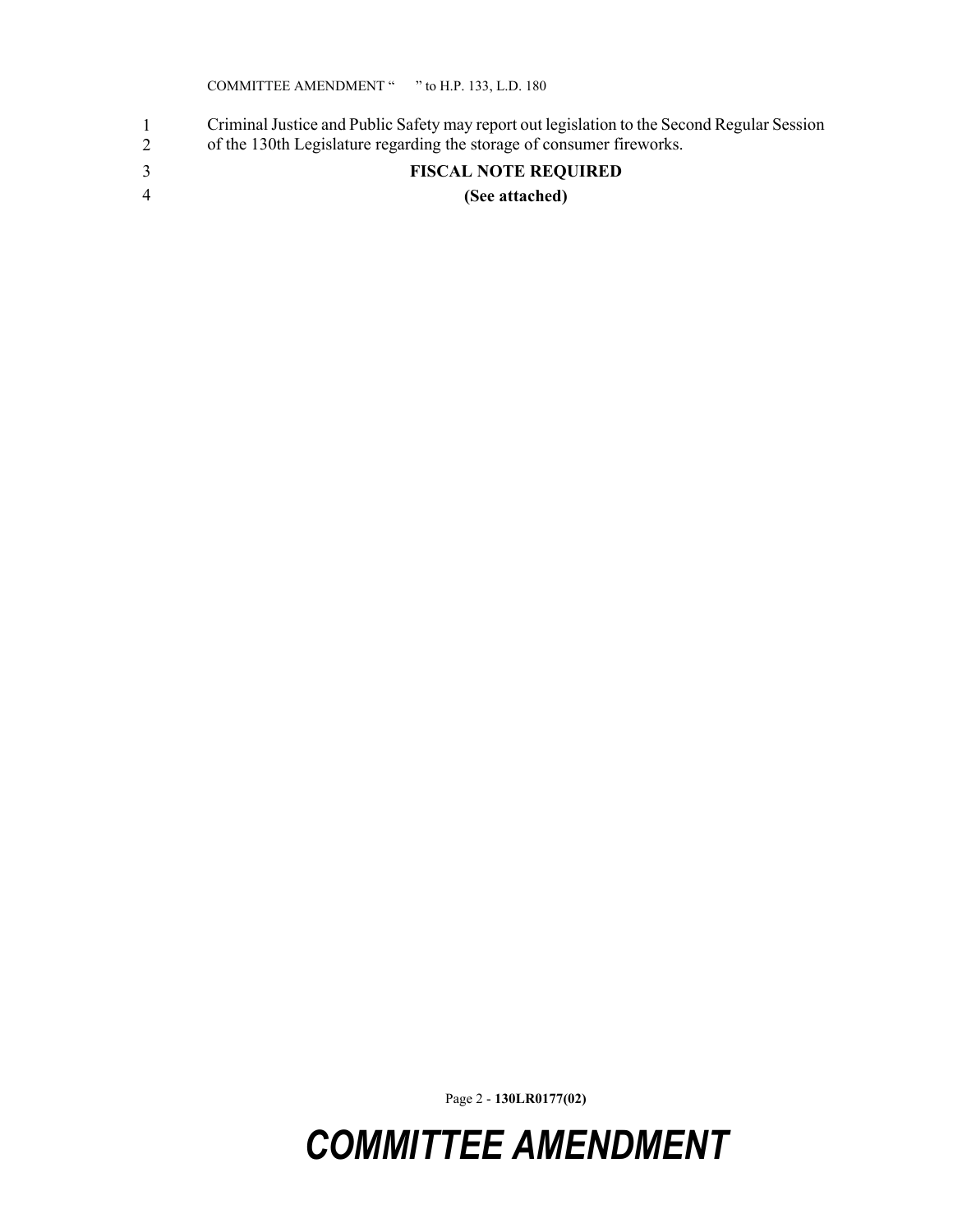Criminal Justice and Public Safety may report out legislation to the Second Regular Session of the 130th Legislature regarding the storage of consumer fireworks.

**FISCAL NOTE REQUIRED**

**(See attached)**